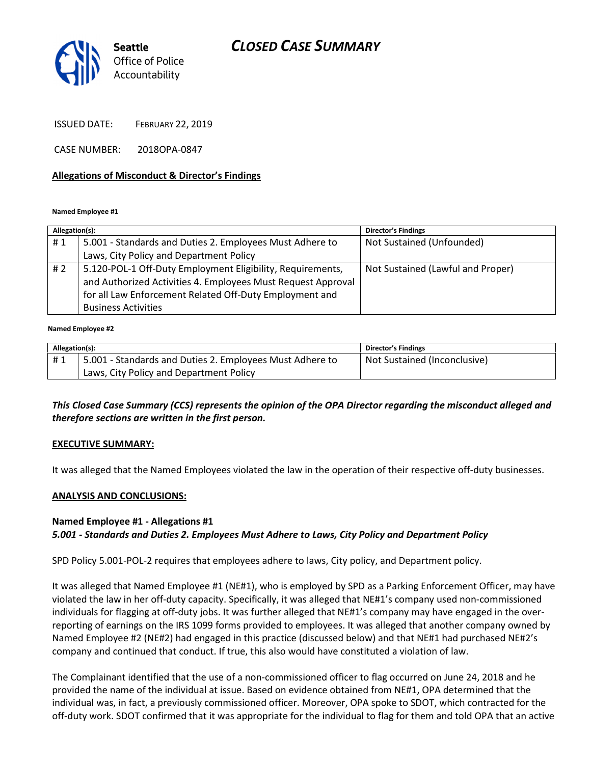**Seattle** Office of Police Accountability

# *CLOSED CASE SUMMARY*

ISSUED DATE: FEBRUARY 22, 2019

CASE NUMBER: 2018OPA-0847

## Allegations of Misconduct & Director's Findings

**Named Employee #1**

| Allegation(s): | | Director's Findings |
|---|---|---|
| # 1 | 5.001 - Standards and Duties 2. Employees Must Adhere to Laws, City Policy and Department Policy | Not Sustained (Unfounded) |
| # 2 | 5.120-POL-1 Off-Duty Employment Eligibility, Requirements, and Authorized Activities 4. Employees Must Request Approval for all Law Enforcement Related Off-Duty Employment and Business Activities | Not Sustained (Lawful and Proper) |

**Named Employee #2**

| Allegation(s): | | Director's Findings |
|---|---|---|
| # 1 | 5.001 - Standards and Duties 2. Employees Must Adhere to Laws, City Policy and Department Policy | Not Sustained (Inconclusive) |

***This Closed Case Summary (CCS) represents the opinion of the OPA Director regarding the misconduct alleged and therefore sections are written in the first person.***

## EXECUTIVE SUMMARY:

It was alleged that the Named Employees violated the law in the operation of their respective off-duty businesses.

## ANALYSIS AND CONCLUSIONS:

**Named Employee #1 - Allegations #1**
***5.001 - Standards and Duties 2. Employees Must Adhere to Laws, City Policy and Department Policy***

SPD Policy 5.001-POL-2 requires that employees adhere to laws, City policy, and Department policy.

It was alleged that Named Employee #1 (NE#1), who is employed by SPD as a Parking Enforcement Officer, may have violated the law in her off-duty capacity. Specifically, it was alleged that NE#1's company used non-commissioned individuals for flagging at off-duty jobs. It was further alleged that NE#1's company may have engaged in the over-reporting of earnings on the IRS 1099 forms provided to employees. It was alleged that another company owned by Named Employee #2 (NE#2) had engaged in this practice (discussed below) and that NE#1 had purchased NE#2's company and continued that conduct. If true, this also would have constituted a violation of law.

The Complainant identified that the use of a non-commissioned officer to flag occurred on June 24, 2018 and he provided the name of the individual at issue. Based on evidence obtained from NE#1, OPA determined that the individual was, in fact, a previously commissioned officer. Moreover, OPA spoke to SDOT, which contracted for the off-duty work. SDOT confirmed that it was appropriate for the individual to flag for them and told OPA that an active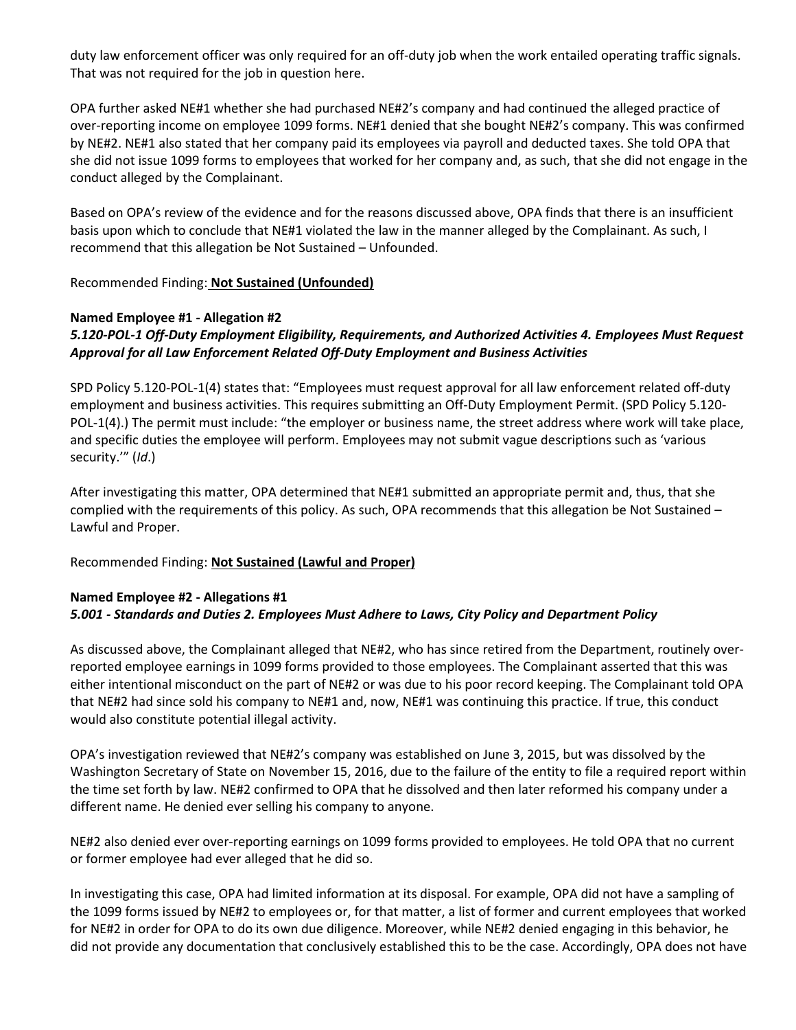duty law enforcement officer was only required for an off-duty job when the work entailed operating traffic signals. That was not required for the job in question here.

OPA further asked NE#1 whether she had purchased NE#2's company and had continued the alleged practice of over-reporting income on employee 1099 forms. NE#1 denied that she bought NE#2's company. This was confirmed by NE#2. NE#1 also stated that her company paid its employees via payroll and deducted taxes. She told OPA that she did not issue 1099 forms to employees that worked for her company and, as such, that she did not engage in the conduct alleged by the Complainant.

Based on OPA's review of the evidence and for the reasons discussed above, OPA finds that there is an insufficient basis upon which to conclude that NE#1 violated the law in the manner alleged by the Complainant. As such, I recommend that this allegation be Not Sustained – Unfounded.

Recommended Finding: **Not Sustained (Unfounded)**

**Named Employee #1 - Allegation #2**
***5.120-POL-1 Off-Duty Employment Eligibility, Requirements, and Authorized Activities 4. Employees Must Request Approval for all Law Enforcement Related Off-Duty Employment and Business Activities***

SPD Policy 5.120-POL-1(4) states that: "Employees must request approval for all law enforcement related off-duty employment and business activities. This requires submitting an Off-Duty Employment Permit. (SPD Policy 5.120-POL-1(4).) The permit must include: "the employer or business name, the street address where work will take place, and specific duties the employee will perform. Employees may not submit vague descriptions such as 'various security.'" (*Id*.)

After investigating this matter, OPA determined that NE#1 submitted an appropriate permit and, thus, that she complied with the requirements of this policy. As such, OPA recommends that this allegation be Not Sustained – Lawful and Proper.

Recommended Finding: **Not Sustained (Lawful and Proper)**

**Named Employee #2 - Allegations #1**
***5.001 - Standards and Duties 2. Employees Must Adhere to Laws, City Policy and Department Policy***

As discussed above, the Complainant alleged that NE#2, who has since retired from the Department, routinely over-reported employee earnings in 1099 forms provided to those employees. The Complainant asserted that this was either intentional misconduct on the part of NE#2 or was due to his poor record keeping. The Complainant told OPA that NE#2 had since sold his company to NE#1 and, now, NE#1 was continuing this practice. If true, this conduct would also constitute potential illegal activity.

OPA's investigation reviewed that NE#2's company was established on June 3, 2015, but was dissolved by the Washington Secretary of State on November 15, 2016, due to the failure of the entity to file a required report within the time set forth by law. NE#2 confirmed to OPA that he dissolved and then later reformed his company under a different name. He denied ever selling his company to anyone.

NE#2 also denied ever over-reporting earnings on 1099 forms provided to employees. He told OPA that no current or former employee had ever alleged that he did so.

In investigating this case, OPA had limited information at its disposal. For example, OPA did not have a sampling of the 1099 forms issued by NE#2 to employees or, for that matter, a list of former and current employees that worked for NE#2 in order for OPA to do its own due diligence. Moreover, while NE#2 denied engaging in this behavior, he did not provide any documentation that conclusively established this to be the case. Accordingly, OPA does not have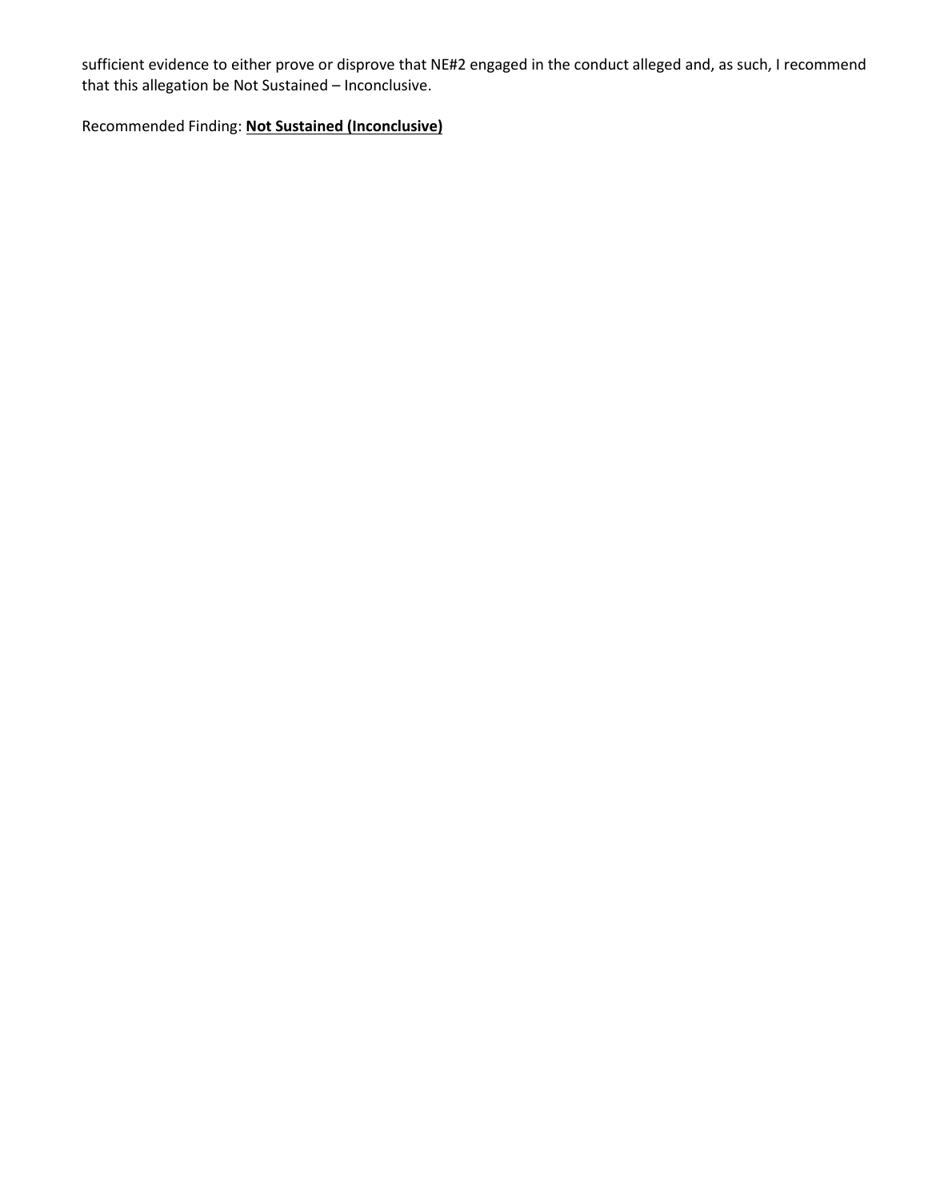sufficient evidence to either prove or disprove that NE#2 engaged in the conduct alleged and, as such, I recommend that this allegation be Not Sustained – Inconclusive.

Recommended Finding: **Not Sustained (Inconclusive)**